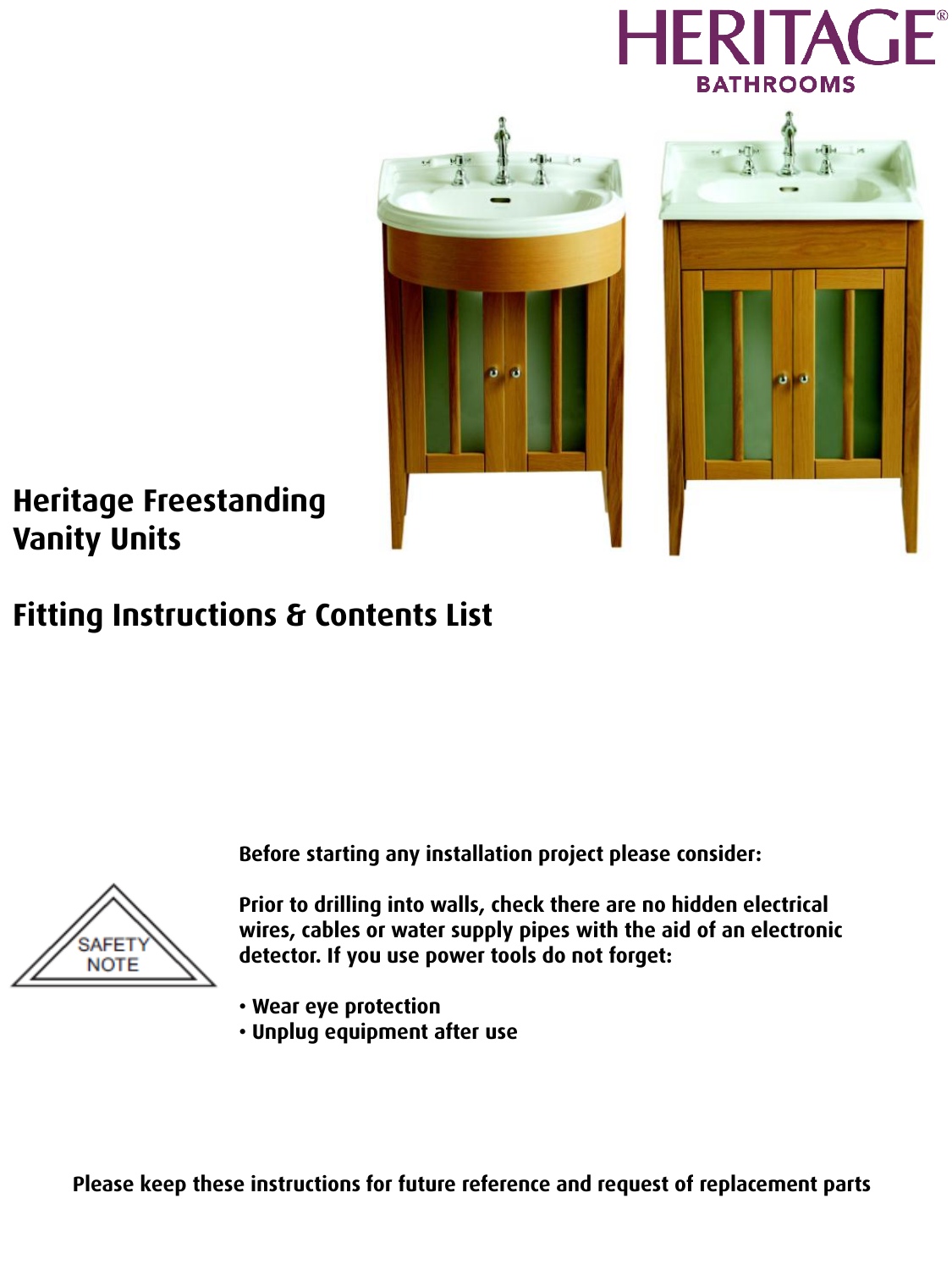HERITAGE®
BATHROOMS

# Heritage Freestanding Vanity Units

## Fitting Instructions & Contents List

SAFETY NOTE

**Before starting any installation project please consider:**

**Prior to drilling into walls, check there are no hidden electrical wires, cables or water supply pipes with the aid of an electronic detector. If you use power tools do not forget:**

- **Wear eye protection**
- **Unplug equipment after use**

**Please keep these instructions for future reference and request of replacement parts**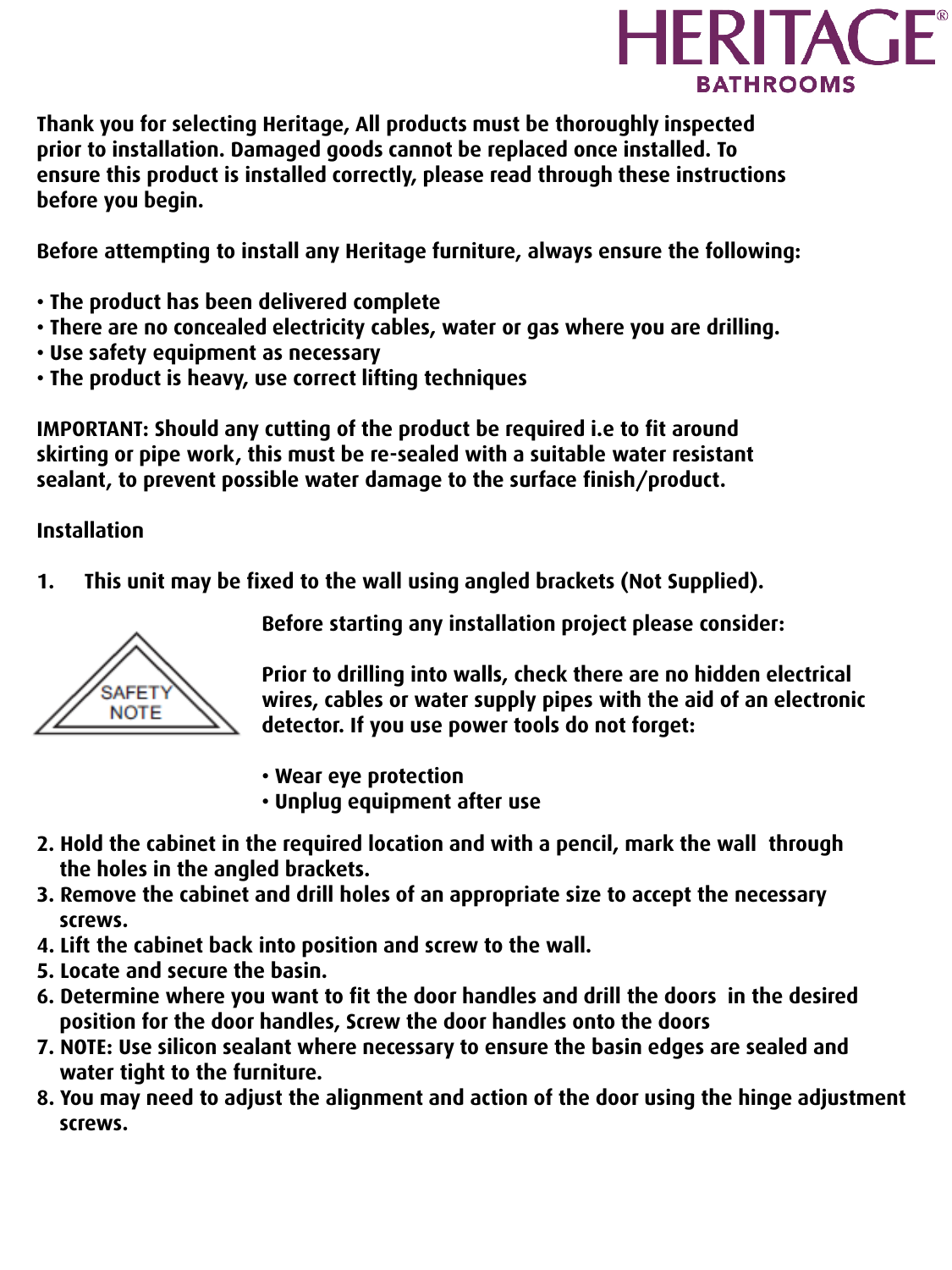# HERITAGE® BATHROOMS

**Thank you for selecting Heritage, All products must be thoroughly inspected prior to installation. Damaged goods cannot be replaced once installed. To ensure this product is installed correctly, please read through these instructions before you begin.**

**Before attempting to install any Heritage furniture, always ensure the following:**

- **The product has been delivered complete**
- **There are no concealed electricity cables, water or gas where you are drilling.**
- **Use safety equipment as necessary**
- **The product is heavy, use correct lifting techniques**

**IMPORTANT: Should any cutting of the product be required i.e to fit around skirting or pipe work, this must be re-sealed with a suitable water resistant sealant, to prevent possible water damage to the surface finish/product.**

## Installation

1. **This unit may be fixed to the wall using angled brackets (Not Supplied).**

SAFETY NOTE

**Before starting any installation project please consider:**

**Prior to drilling into walls, check there are no hidden electrical wires, cables or water supply pipes with the aid of an electronic detector. If you use power tools do not forget:**

- **Wear eye protection**
- **Unplug equipment after use**

2. **Hold the cabinet in the required location and with a pencil, mark the wall through the holes in the angled brackets.**
3. **Remove the cabinet and drill holes of an appropriate size to accept the necessary screws.**
4. **Lift the cabinet back into position and screw to the wall.**
5. **Locate and secure the basin.**
6. **Determine where you want to fit the door handles and drill the doors in the desired position for the door handles, Screw the door handles onto the doors**
7. **NOTE: Use silicon sealant where necessary to ensure the basin edges are sealed and water tight to the furniture.**
8. **You may need to adjust the alignment and action of the door using the hinge adjustment screws.**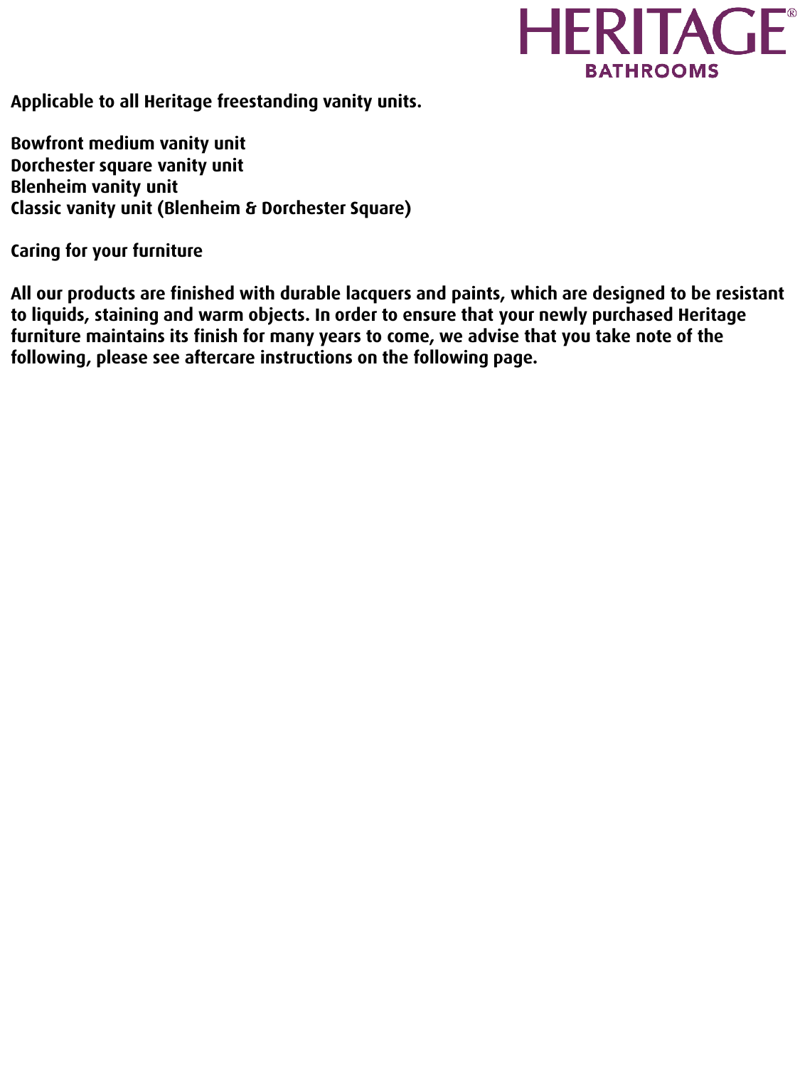HERITAGE®
BATHROOMS

**Applicable to all Heritage freestanding vanity units.**

**Bowfront medium vanity unit**
**Dorchester square vanity unit**
**Blenheim vanity unit**
**Classic vanity unit (Blenheim & Dorchester Square)**

**Caring for your furniture**

**All our products are finished with durable lacquers and paints, which are designed to be resistant to liquids, staining and warm objects. In order to ensure that your newly purchased Heritage furniture maintains its finish for many years to come, we advise that you take note of the following, please see aftercare instructions on the following page.**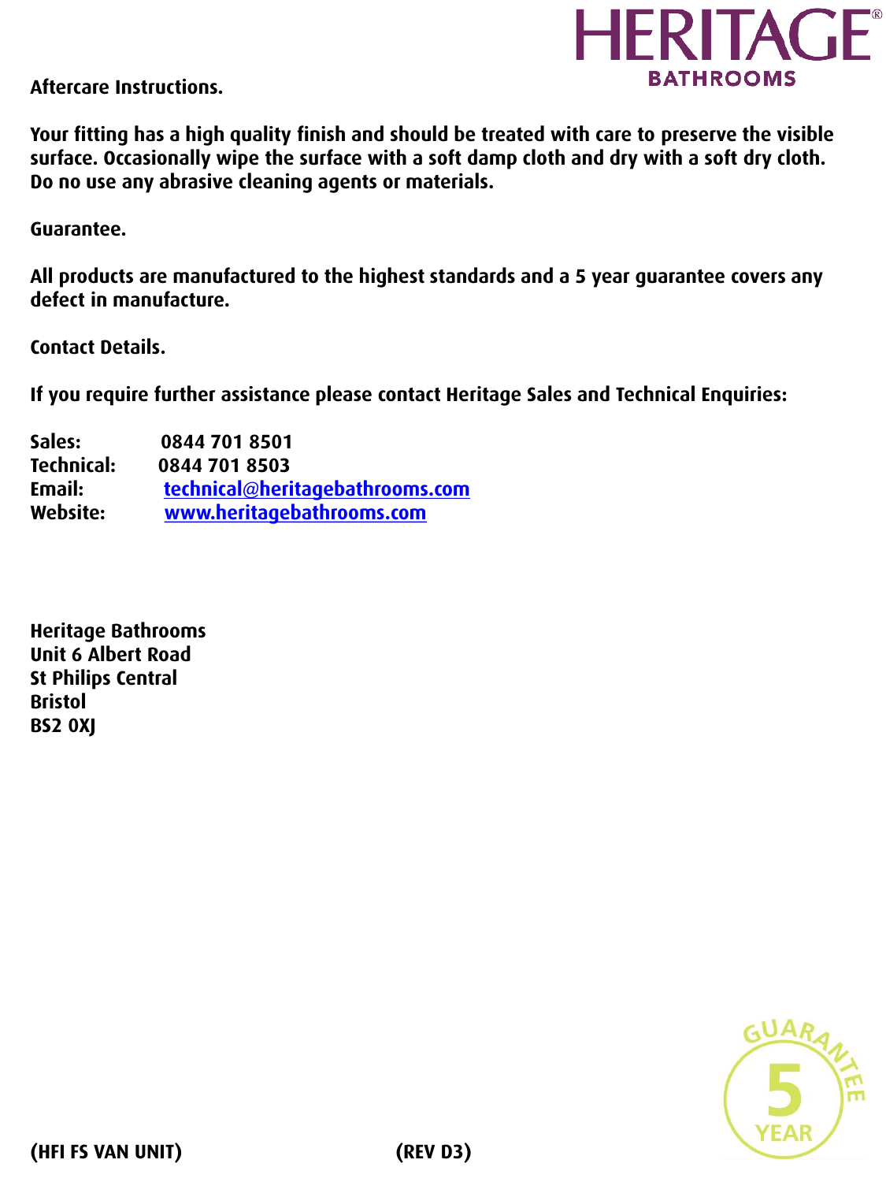HERITAGE BATHROOMS

**Aftercare Instructions.**

**Your fitting has a high quality finish and should be treated with care to preserve the visible surface. Occasionally wipe the surface with a soft damp cloth and dry with a soft dry cloth. Do no use any abrasive cleaning agents or materials.**

**Guarantee.**

**All products are manufactured to the highest standards and a 5 year guarantee covers any defect in manufacture.**

**Contact Details.**

**If you require further assistance please contact Heritage Sales and Technical Enquiries:**

| | |
|---|---|
| **Sales:** | **0844 701 8501** |
| **Technical:** | **0844 701 8503** |
| **Email:** | **technical@heritagebathrooms.com** |
| **Website:** | **www.heritagebathrooms.com** |

**Heritage Bathrooms**
**Unit 6 Albert Road**
**St Philips Central**
**Bristol**
**BS2 0XJ**

GUARANTEE 5 YEAR

**(HFI FS VAN UNIT)** **(REV D3)**